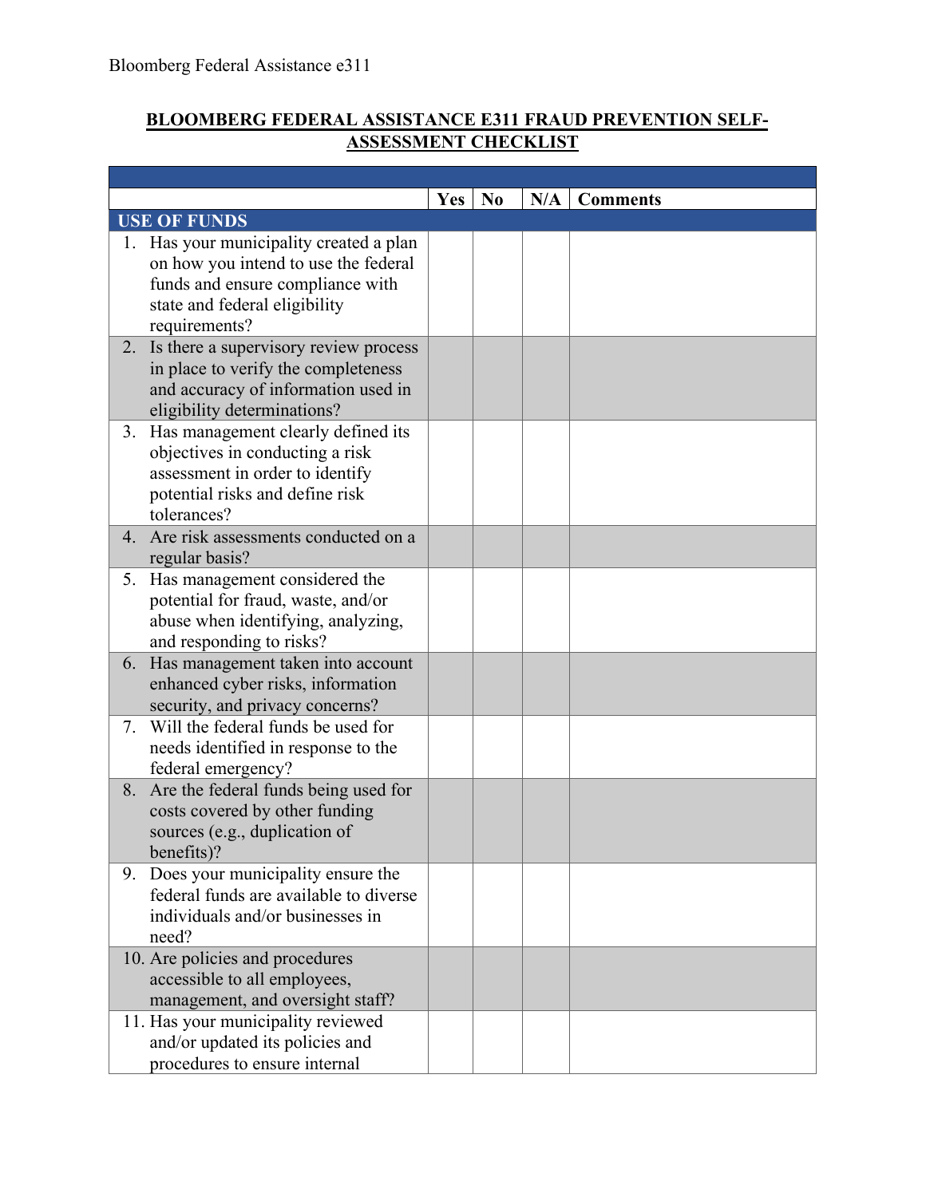# BLOOMBERG FEDERAL ASSISTANCE E311 FRAUD PREVENTION SELF-ASSESSMENT CHECKLIST

| | Yes | No | N/A | Comments |
|---|---|---|---|---|
| **USE OF FUNDS** | | | | |
| 1. Has your municipality created a plan on how you intend to use the federal funds and ensure compliance with state and federal eligibility requirements? | | | | |
| 2. Is there a supervisory review process in place to verify the completeness and accuracy of information used in eligibility determinations? | | | | |
| 3. Has management clearly defined its objectives in conducting a risk assessment in order to identify potential risks and define risk tolerances? | | | | |
| 4. Are risk assessments conducted on a regular basis? | | | | |
| 5. Has management considered the potential for fraud, waste, and/or abuse when identifying, analyzing, and responding to risks? | | | | |
| 6. Has management taken into account enhanced cyber risks, information security, and privacy concerns? | | | | |
| 7. Will the federal funds be used for needs identified in response to the federal emergency? | | | | |
| 8. Are the federal funds being used for costs covered by other funding sources (e.g., duplication of benefits)? | | | | |
| 9. Does your municipality ensure the federal funds are available to diverse individuals and/or businesses in need? | | | | |
| 10. Are policies and procedures accessible to all employees, management, and oversight staff? | | | | |
| 11. Has your municipality reviewed and/or updated its policies and procedures to ensure internal | | | | |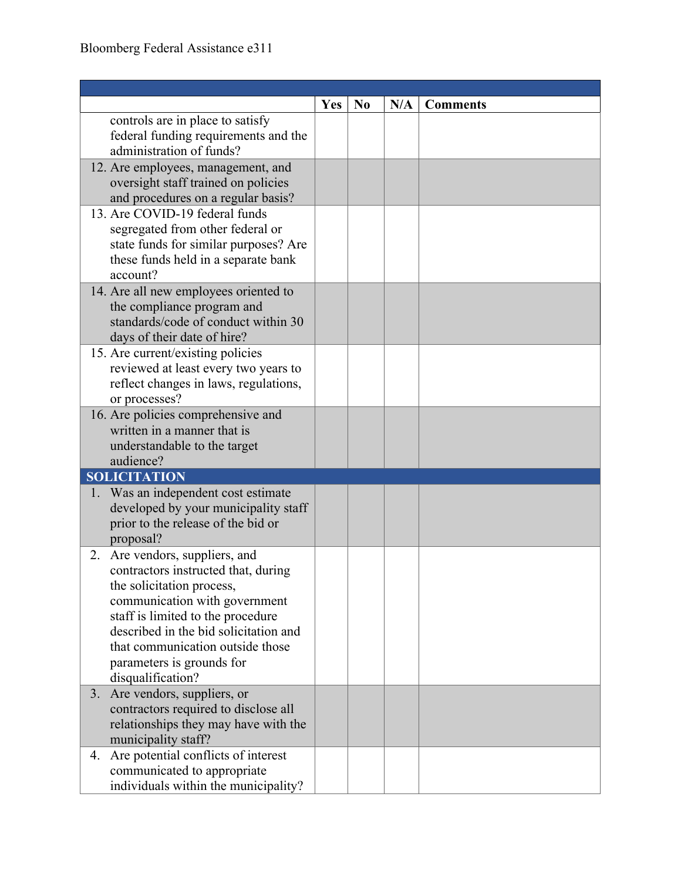| | Yes | No | N/A | Comments |
|---|---|---|---|---|
| controls are in place to satisfy federal funding requirements and the administration of funds? | | | | |
| 12. Are employees, management, and oversight staff trained on policies and procedures on a regular basis? | | | | |
| 13. Are COVID-19 federal funds segregated from other federal or state funds for similar purposes? Are these funds held in a separate bank account? | | | | |
| 14. Are all new employees oriented to the compliance program and standards/code of conduct within 30 days of their date of hire? | | | | |
| 15. Are current/existing policies reviewed at least every two years to reflect changes in laws, regulations, or processes? | | | | |
| 16. Are policies comprehensive and written in a manner that is understandable to the target audience? | | | | |
| **SOLICITATION** | | | | |
| 1. Was an independent cost estimate developed by your municipality staff prior to the release of the bid or proposal? | | | | |
| 2. Are vendors, suppliers, and contractors instructed that, during the solicitation process, communication with government staff is limited to the procedure described in the bid solicitation and that communication outside those parameters is grounds for disqualification? | | | | |
| 3. Are vendors, suppliers, or contractors required to disclose all relationships they may have with the municipality staff? | | | | |
| 4. Are potential conflicts of interest communicated to appropriate individuals within the municipality? | | | | |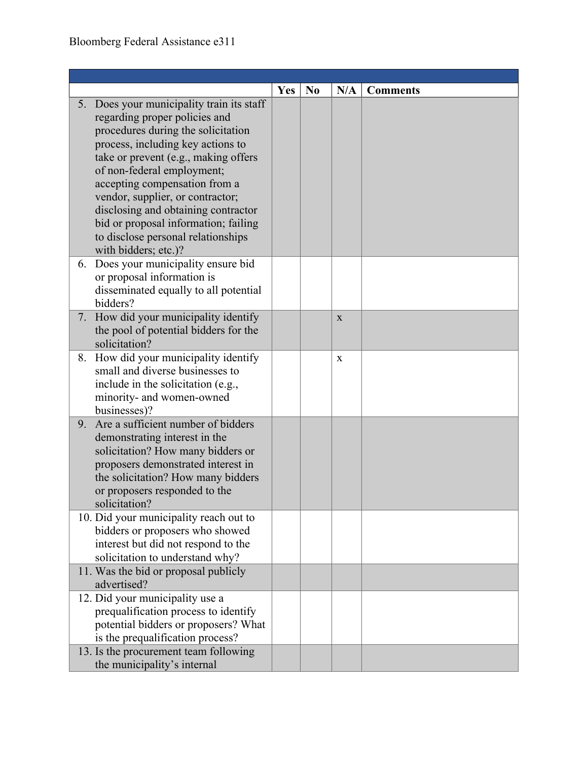| | Yes | No | N/A | Comments |
|---|---|---|---|---|
| 5. Does your municipality train its staff regarding proper policies and procedures during the solicitation process, including key actions to take or prevent (e.g., making offers of non-federal employment; accepting compensation from a vendor, supplier, or contractor; disclosing and obtaining contractor bid or proposal information; failing to disclose personal relationships with bidders; etc.)? | | | | |
| 6. Does your municipality ensure bid or proposal information is disseminated equally to all potential bidders? | | | | |
| 7. How did your municipality identify the pool of potential bidders for the solicitation? | | | x | |
| 8. How did your municipality identify small and diverse businesses to include in the solicitation (e.g., minority- and women-owned businesses)? | | | x | |
| 9. Are a sufficient number of bidders demonstrating interest in the solicitation? How many bidders or proposers demonstrated interest in the solicitation? How many bidders or proposers responded to the solicitation? | | | | |
| 10. Did your municipality reach out to bidders or proposers who showed interest but did not respond to the solicitation to understand why? | | | | |
| 11. Was the bid or proposal publicly advertised? | | | | |
| 12. Did your municipality use a prequalification process to identify potential bidders or proposers? What is the prequalification process? | | | | |
| 13. Is the procurement team following the municipality's internal | | | | |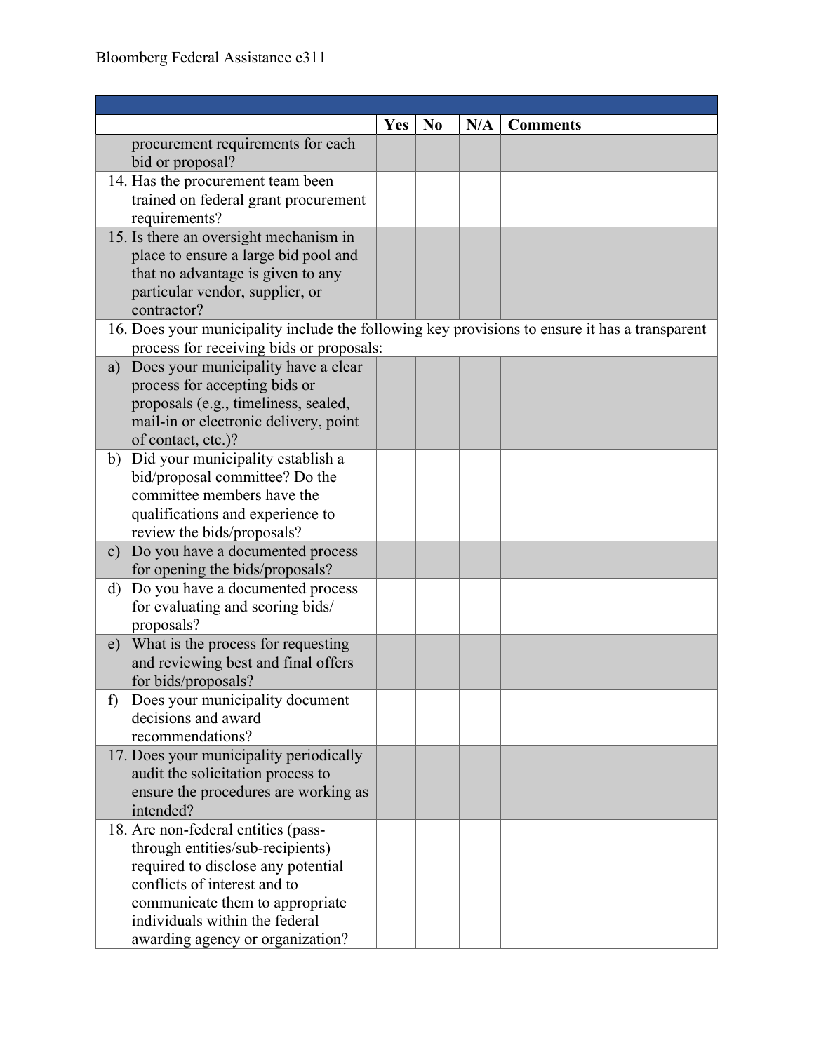| | Yes | No | N/A | Comments |
|---|---|---|---|---|
| procurement requirements for each bid or proposal? | | | | |
| 14. Has the procurement team been trained on federal grant procurement requirements? | | | | |
| 15. Is there an oversight mechanism in place to ensure a large bid pool and that no advantage is given to any particular vendor, supplier, or contractor? | | | | |
| 16. Does your municipality include the following key provisions to ensure it has a transparent process for receiving bids or proposals: | | | | |
| a) Does your municipality have a clear process for accepting bids or proposals (e.g., timeliness, sealed, mail-in or electronic delivery, point of contact, etc.)? | | | | |
| b) Did your municipality establish a bid/proposal committee? Do the committee members have the qualifications and experience to review the bids/proposals? | | | | |
| c) Do you have a documented process for opening the bids/proposals? | | | | |
| d) Do you have a documented process for evaluating and scoring bids/ proposals? | | | | |
| e) What is the process for requesting and reviewing best and final offers for bids/proposals? | | | | |
| f) Does your municipality document decisions and award recommendations? | | | | |
| 17. Does your municipality periodically audit the solicitation process to ensure the procedures are working as intended? | | | | |
| 18. Are non-federal entities (pass-through entities/sub-recipients) required to disclose any potential conflicts of interest and to communicate them to appropriate individuals within the federal awarding agency or organization? | | | | |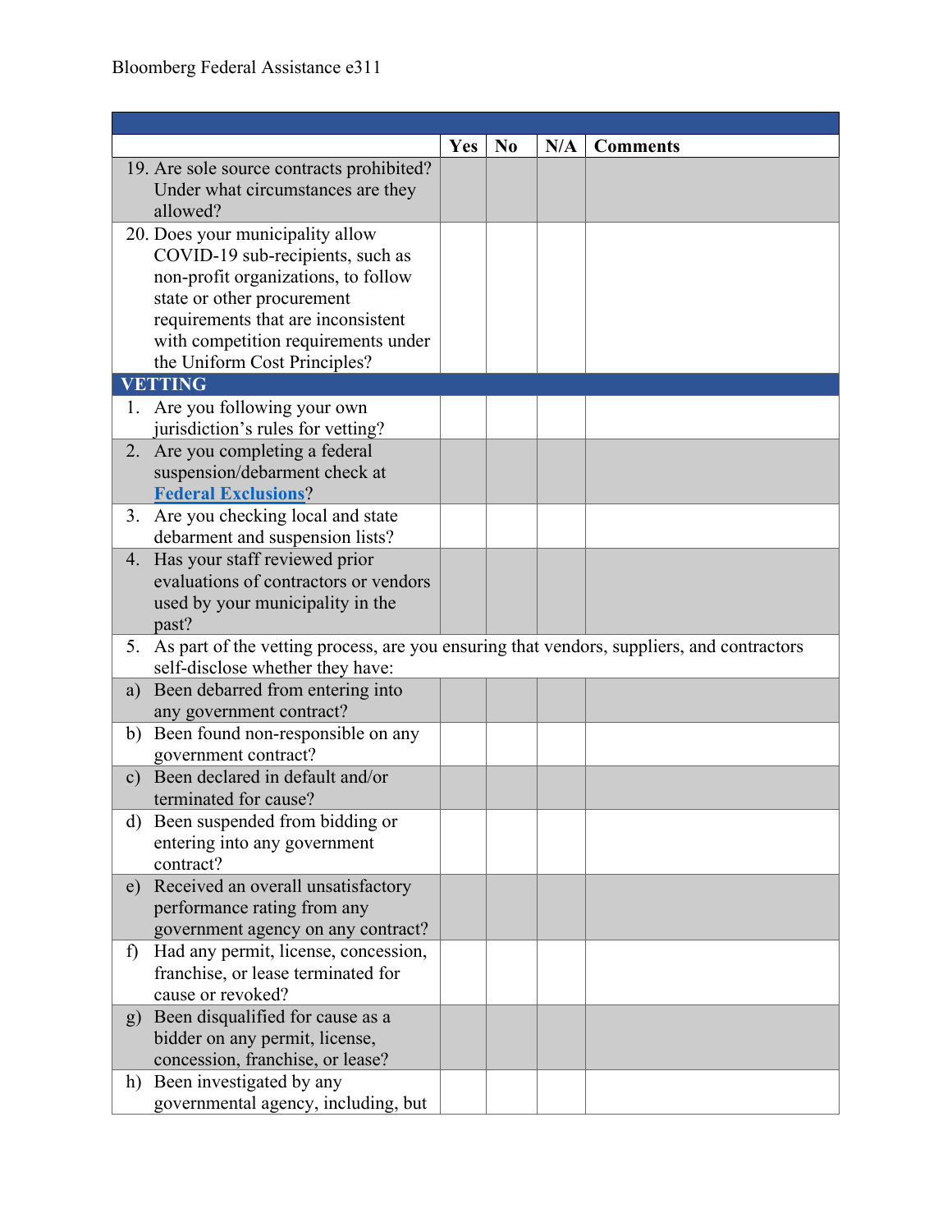| | Yes | No | N/A | Comments |
|---|---|---|---|---|
| 19. Are sole source contracts prohibited? Under what circumstances are they allowed? | | | | |
| 20. Does your municipality allow COVID-19 sub-recipients, such as non-profit organizations, to follow state or other procurement requirements that are inconsistent with competition requirements under the Uniform Cost Principles? | | | | |
| **VETTING** | | | | |
| 1. Are you following your own jurisdiction's rules for vetting? | | | | |
| 2. Are you completing a federal suspension/debarment check at **Federal Exclusions**? | | | | |
| 3. Are you checking local and state debarment and suspension lists? | | | | |
| 4. Has your staff reviewed prior evaluations of contractors or vendors used by your municipality in the past? | | | | |
| 5. As part of the vetting process, are you ensuring that vendors, suppliers, and contractors self-disclose whether they have: | | | | |
| a) Been debarred from entering into any government contract? | | | | |
| b) Been found non-responsible on any government contract? | | | | |
| c) Been declared in default and/or terminated for cause? | | | | |
| d) Been suspended from bidding or entering into any government contract? | | | | |
| e) Received an overall unsatisfactory performance rating from any government agency on any contract? | | | | |
| f) Had any permit, license, concession, franchise, or lease terminated for cause or revoked? | | | | |
| g) Been disqualified for cause as a bidder on any permit, license, concession, franchise, or lease? | | | | |
| h) Been investigated by any governmental agency, including, but | | | | |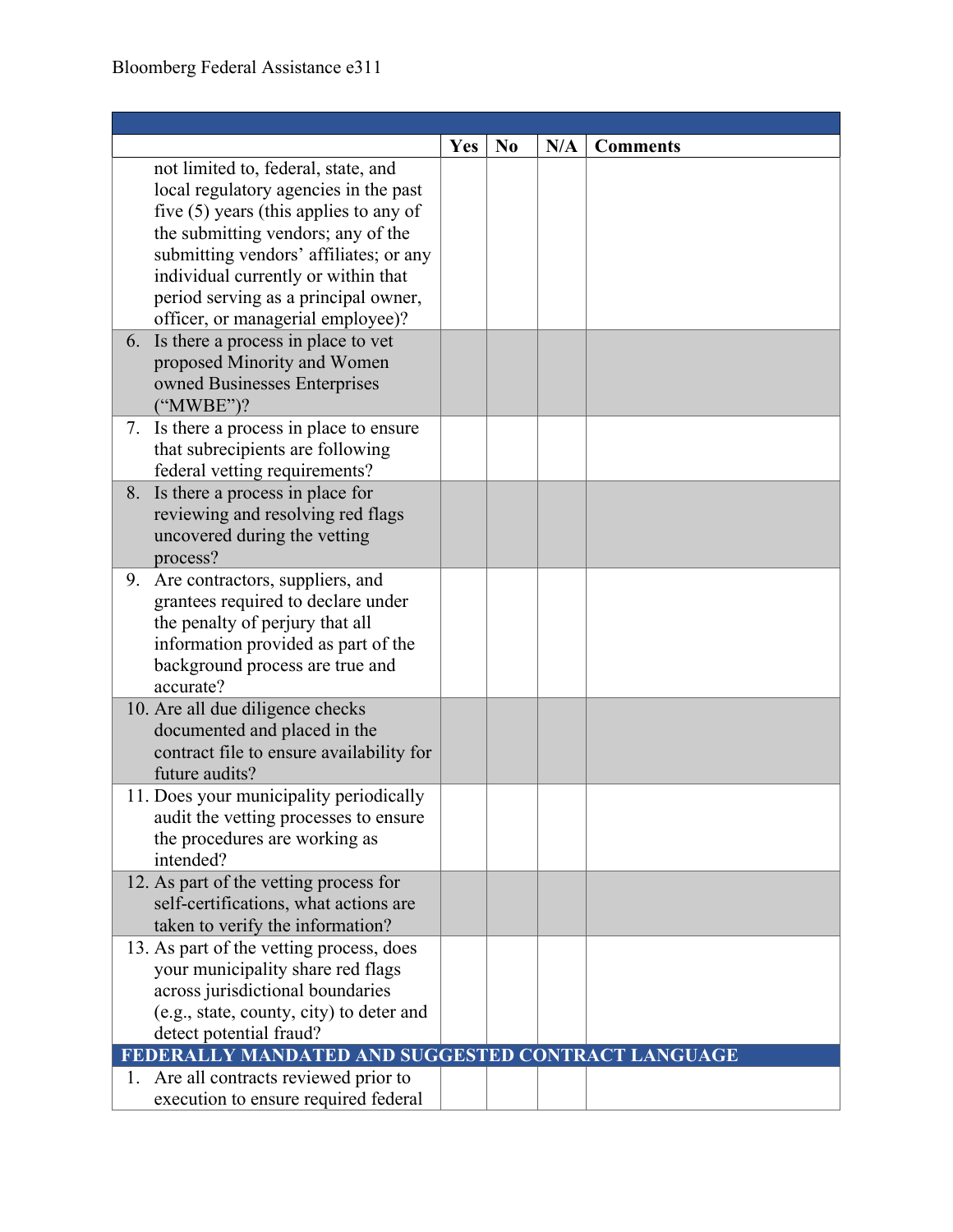| | Yes | No | N/A | Comments |
|---|---|---|---|---|
| not limited to, federal, state, and local regulatory agencies in the past five (5) years (this applies to any of the submitting vendors; any of the submitting vendors' affiliates; or any individual currently or within that period serving as a principal owner, officer, or managerial employee)? | | | | |
| 6. Is there a process in place to vet proposed Minority and Women owned Businesses Enterprises ("MWBE")? | | | | |
| 7. Is there a process in place to ensure that subrecipients are following federal vetting requirements? | | | | |
| 8. Is there a process in place for reviewing and resolving red flags uncovered during the vetting process? | | | | |
| 9. Are contractors, suppliers, and grantees required to declare under the penalty of perjury that all information provided as part of the background process are true and accurate? | | | | |
| 10. Are all due diligence checks documented and placed in the contract file to ensure availability for future audits? | | | | |
| 11. Does your municipality periodically audit the vetting processes to ensure the procedures are working as intended? | | | | |
| 12. As part of the vetting process for self-certifications, what actions are taken to verify the information? | | | | |
| 13. As part of the vetting process, does your municipality share red flags across jurisdictional boundaries (e.g., state, county, city) to deter and detect potential fraud? | | | | |
| **FEDERALLY MANDATED AND SUGGESTED CONTRACT LANGUAGE** | | | | |
| 1. Are all contracts reviewed prior to execution to ensure required federal | | | | |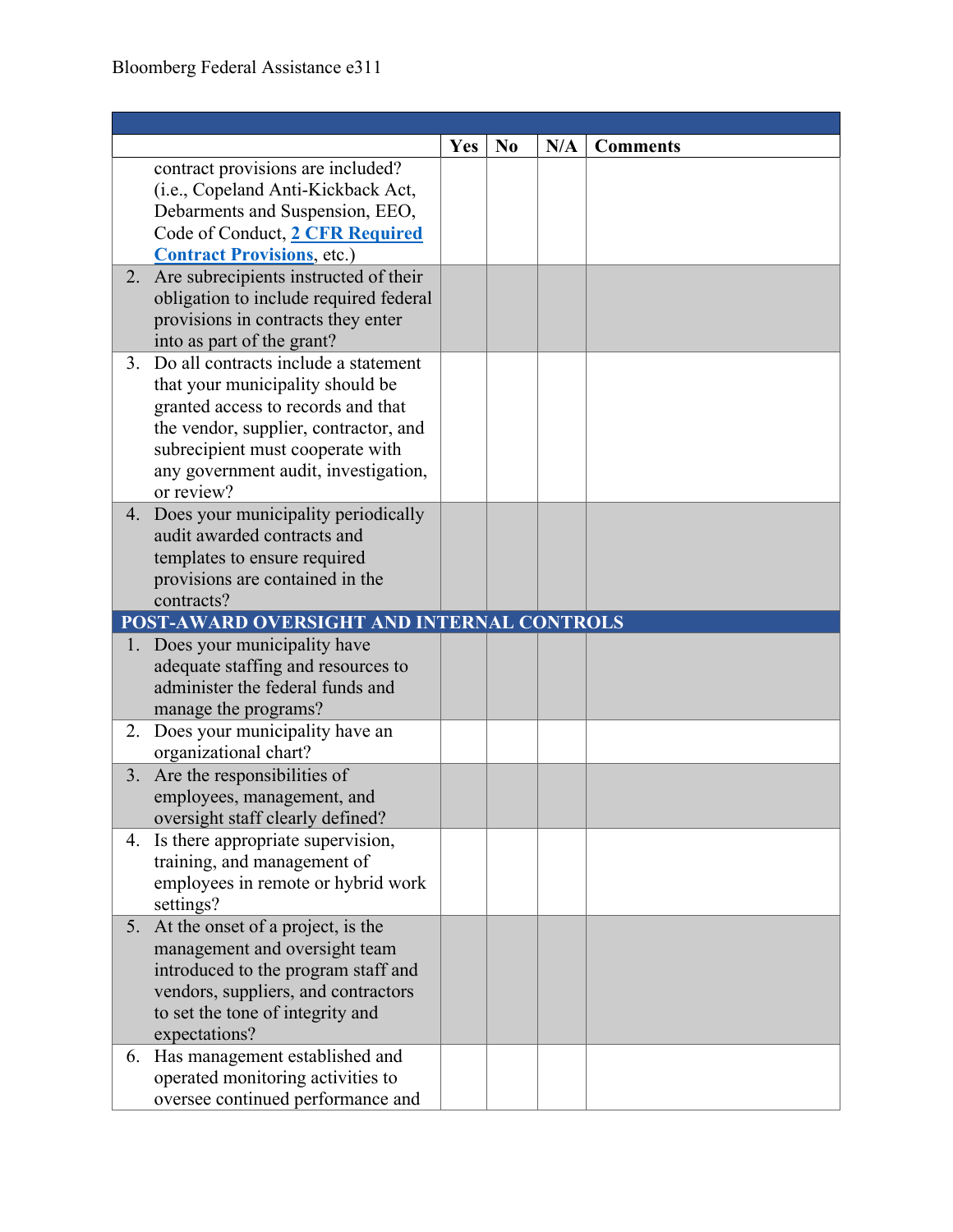| | Yes | No | N/A | Comments |
|---|---|---|---|---|
| contract provisions are included? (i.e., Copeland Anti-Kickback Act, Debarments and Suspension, EEO, Code of Conduct, **2 CFR Required Contract Provisions**, etc.) | | | | |
| 2. Are subrecipients instructed of their obligation to include required federal provisions in contracts they enter into as part of the grant? | | | | |
| 3. Do all contracts include a statement that your municipality should be granted access to records and that the vendor, supplier, contractor, and subrecipient must cooperate with any government audit, investigation, or review? | | | | |
| 4. Does your municipality periodically audit awarded contracts and templates to ensure required provisions are contained in the contracts? | | | | |
| **POST-AWARD OVERSIGHT AND INTERNAL CONTROLS** | | | | |
| 1. Does your municipality have adequate staffing and resources to administer the federal funds and manage the programs? | | | | |
| 2. Does your municipality have an organizational chart? | | | | |
| 3. Are the responsibilities of employees, management, and oversight staff clearly defined? | | | | |
| 4. Is there appropriate supervision, training, and management of employees in remote or hybrid work settings? | | | | |
| 5. At the onset of a project, is the management and oversight team introduced to the program staff and vendors, suppliers, contractors to set the tone of integrity and expectations? | | | | |
| 6. Has management established and operated monitoring activities to oversee continued performance and | | | | |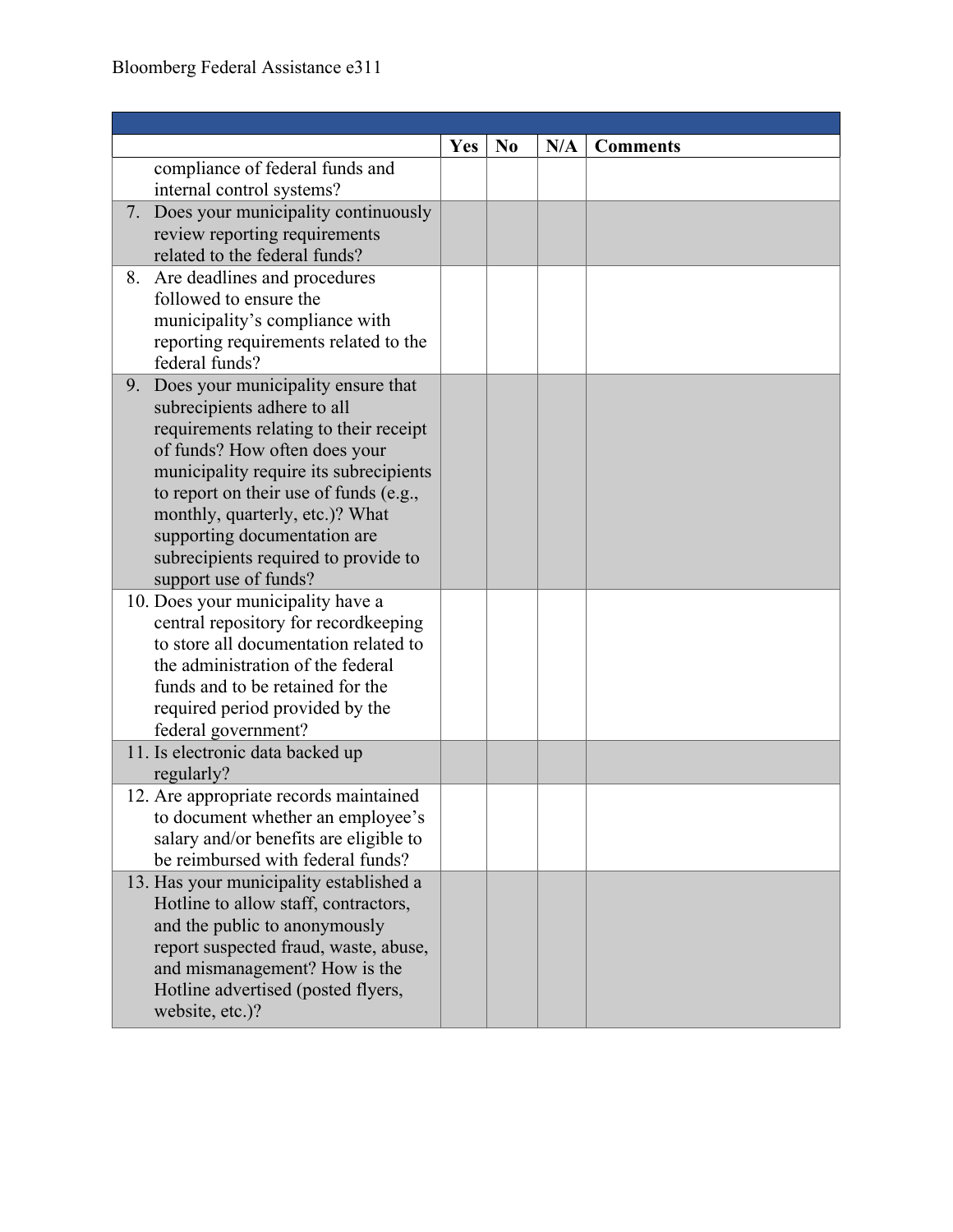| | Yes | No | N/A | Comments |
|---|---|---|---|---|
| compliance of federal funds and internal control systems? | | | | |
| 7. Does your municipality continuously review reporting requirements related to the federal funds? | | | | |
| 8. Are deadlines and procedures followed to ensure the municipality's compliance with reporting requirements related to the federal funds? | | | | |
| 9. Does your municipality ensure that subrecipients adhere to all requirements relating to their receipt of funds? How often does your municipality require its subrecipients to report on their use of funds (e.g., monthly, quarterly, etc.)? What supporting documentation are subrecipients required to provide to support use of funds? | | | | |
| 10. Does your municipality have a central repository for recordkeeping to store all documentation related to the administration of the federal funds and to be retained for the required period provided by the federal government? | | | | |
| 11. Is electronic data backed up regularly? | | | | |
| 12. Are appropriate records maintained to document whether an employee's salary and/or benefits are eligible to be reimbursed with federal funds? | | | | |
| 13. Has your municipality established a Hotline to allow staff, contractors, and the public to anonymously report suspected fraud, waste, abuse, and mismanagement? How is the Hotline advertised (posted flyers, website, etc.)? | | | | |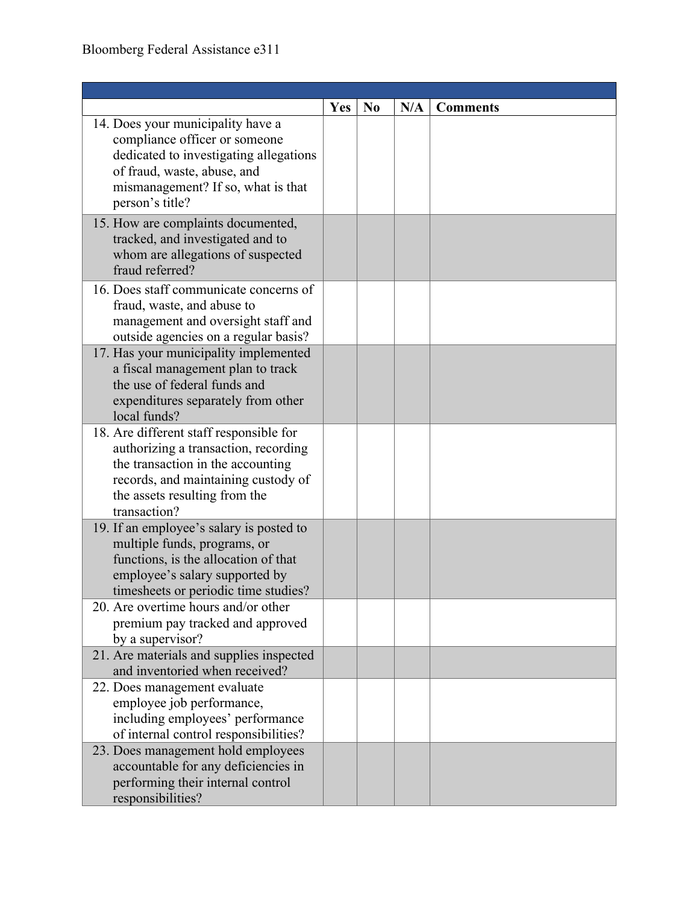| | Yes | No | N/A | Comments |
|---|---|---|---|---|
| 14. Does your municipality have a compliance officer or someone dedicated to investigating allegations of fraud, waste, abuse, and mismanagement? If so, what is that person's title? | | | | |
| 15. How are complaints documented, tracked, and investigated and to whom are allegations of suspected fraud referred? | | | | |
| 16. Does staff communicate concerns of fraud, waste, and abuse to management and oversight staff and outside agencies on a regular basis? | | | | |
| 17. Has your municipality implemented a fiscal management plan to track the use of federal funds and expenditures separately from other local funds? | | | | |
| 18. Are different staff responsible for authorizing a transaction, recording the transaction in the accounting records, and maintaining custody of the assets resulting from the transaction? | | | | |
| 19. If an employee's salary is posted to multiple funds, programs, or functions, is the allocation of that employee's salary supported by timesheets or periodic time studies? | | | | |
| 20. Are overtime hours and/or other premium pay tracked and approved by a supervisor? | | | | |
| 21. Are materials and supplies inspected and inventoried when received? | | | | |
| 22. Does management evaluate employee job performance, including employees' performance of internal control responsibilities? | | | | |
| 23. Does management hold employees accountable for any deficiencies in performing their internal control responsibilities? | | | | |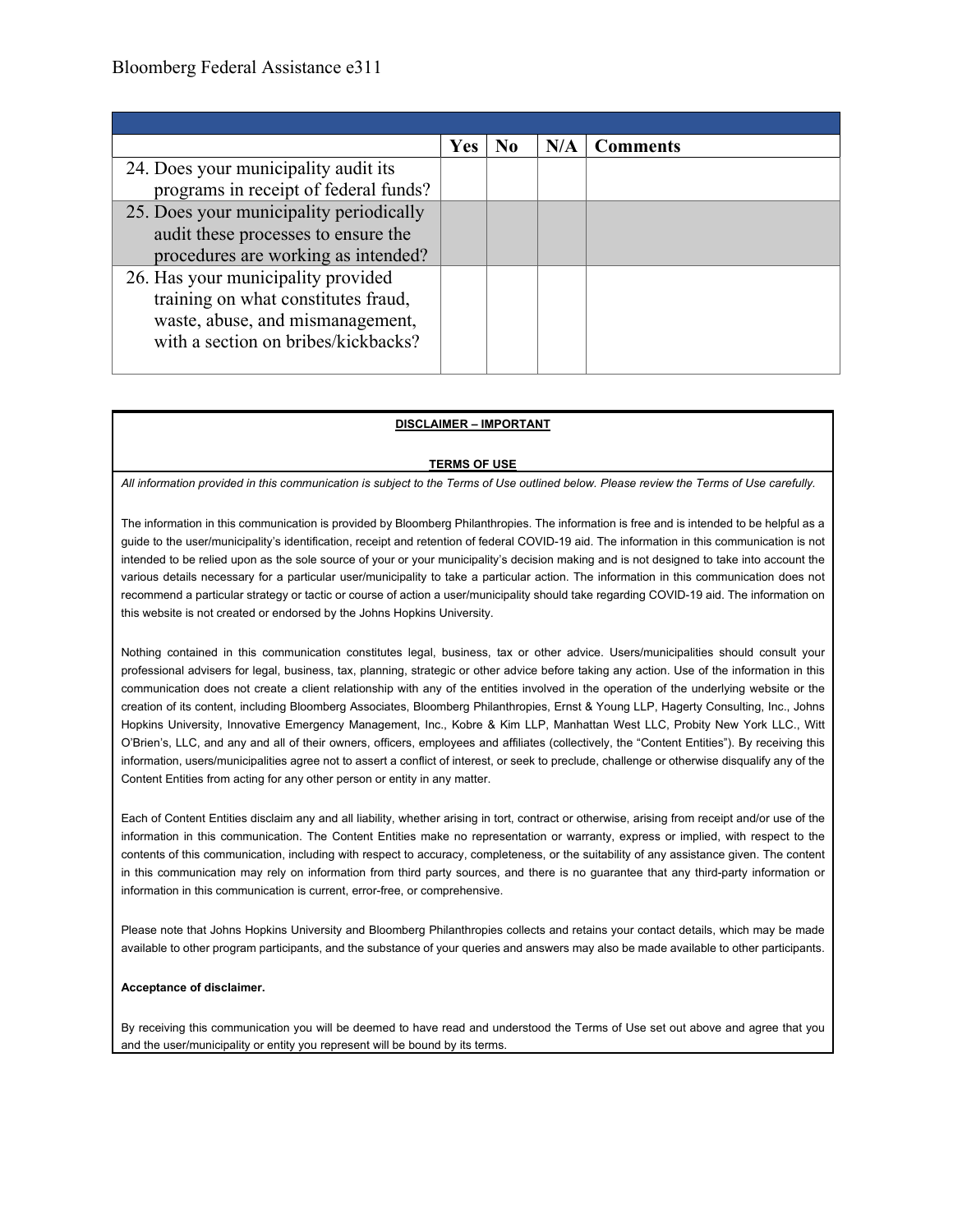| | Yes | No | N/A | Comments |
|---|---|---|---|---|
| 24. Does your municipality audit its programs in receipt of federal funds? | | | | |
| 25. Does your municipality periodically audit these processes to ensure the procedures are working as intended? | | | | |
| 26. Has your municipality provided training on what constitutes fraud, waste, abuse, and mismanagement, with a section on bribes/kickbacks? | | | | |

**DISCLAIMER – IMPORTANT**

**TERMS OF USE**

*All information provided in this communication is subject to the Terms of Use outlined below. Please review the Terms of Use carefully.*

The information in this communication is provided by Bloomberg Philanthropies. The information is free and is intended to be helpful as a guide to the user/municipality's identification, receipt and retention of federal COVID-19 aid. The information in this communication is not intended to be relied upon as the sole source of your or your municipality's decision making and is not designed to take into account the various details necessary for a particular user/municipality to take a particular action. The information in this communication does not recommend a particular strategy or tactic or course of action a user/municipality should take regarding COVID-19 aid. The information on this website is not created or endorsed by the Johns Hopkins University.

Nothing contained in this communication constitutes legal, business, tax or other advice. Users/municipalities should consult your professional advisers for legal, business, tax, planning, strategic or other advice before taking any action. Use of the information in this communication does not create a client relationship with any of the entities involved in the operation of the underlying website or the creation of its content, including Bloomberg Associates, Bloomberg Philanthropies, Ernst & Young LLP, Hagerty Consulting, Inc., Johns Hopkins University, Innovative Emergency Management, Inc., Kobre & Kim LLP, Manhattan West LLC, Probity New York LLC., Witt O'Brien's, LLC, and any and all of their owners, officers, employees and affiliates (collectively, the "Content Entities"). By receiving this information, users/municipalities agree not to assert a conflict of interest, or seek to preclude, challenge or otherwise disqualify any of the Content Entities from acting for any other person or entity in any matter.

Each of Content Entities disclaim any and all liability, whether arising in tort, contract or otherwise, arising from receipt and/or use of the information in this communication. The Content Entities make no representation or warranty, express or implied, with respect to the contents of this communication, including with respect to accuracy, completeness, or the suitability of any assistance given. The content in this communication may rely on information from third party sources, and there is no guarantee that any third-party information or information in this communication is current, error-free, or comprehensive.

Please note that Johns Hopkins University and Bloomberg Philanthropies collects and retains your contact details, which may be made available to other program participants, and the substance of your queries and answers may also be made available to other participants.

**Acceptance of disclaimer.**

By receiving this communication you will be deemed to have read and understood the Terms of Use set out above and agree that you and the user/municipality or entity you represent will be bound by its terms.